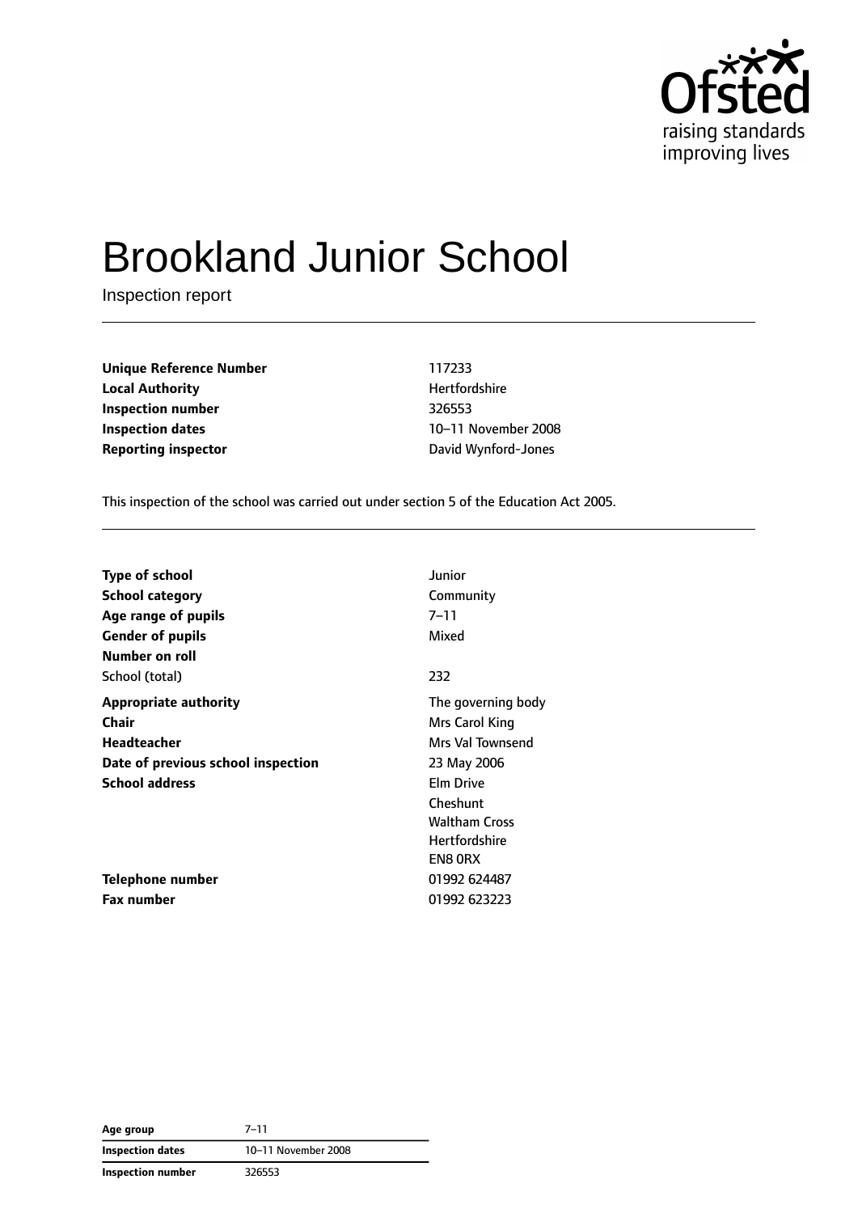# Brookland Junior School

Inspection report

| | |
|---|---|
| **Unique Reference Number** | 117233 |
| **Local Authority** | Hertfordshire |
| **Inspection number** | 326553 |
| **Inspection dates** | 10–11 November 2008 |
| **Reporting inspector** | David Wynford-Jones |

This inspection of the school was carried out under section 5 of the Education Act 2005.

| | |
|---|---|
| **Type of school** | Junior |
| **School category** | Community |
| **Age range of pupils** | 7–11 |
| **Gender of pupils** | Mixed |
| **Number on roll** | |
| School (total) | 232 |
| **Appropriate authority** | The governing body |
| **Chair** | Mrs Carol King |
| **Headteacher** | Mrs Val Townsend |
| **Date of previous school inspection** | 23 May 2006 |
| **School address** | Elm Drive<br>Cheshunt<br>Waltham Cross<br>Hertfordshire<br>EN8 0RX |
| **Telephone number** | 01992 624487 |
| **Fax number** | 01992 623223 |

| | |
|---|---|
| **Age group** | 7–11 |
| **Inspection dates** | 10–11 November 2008 |
| **Inspection number** | 326553 |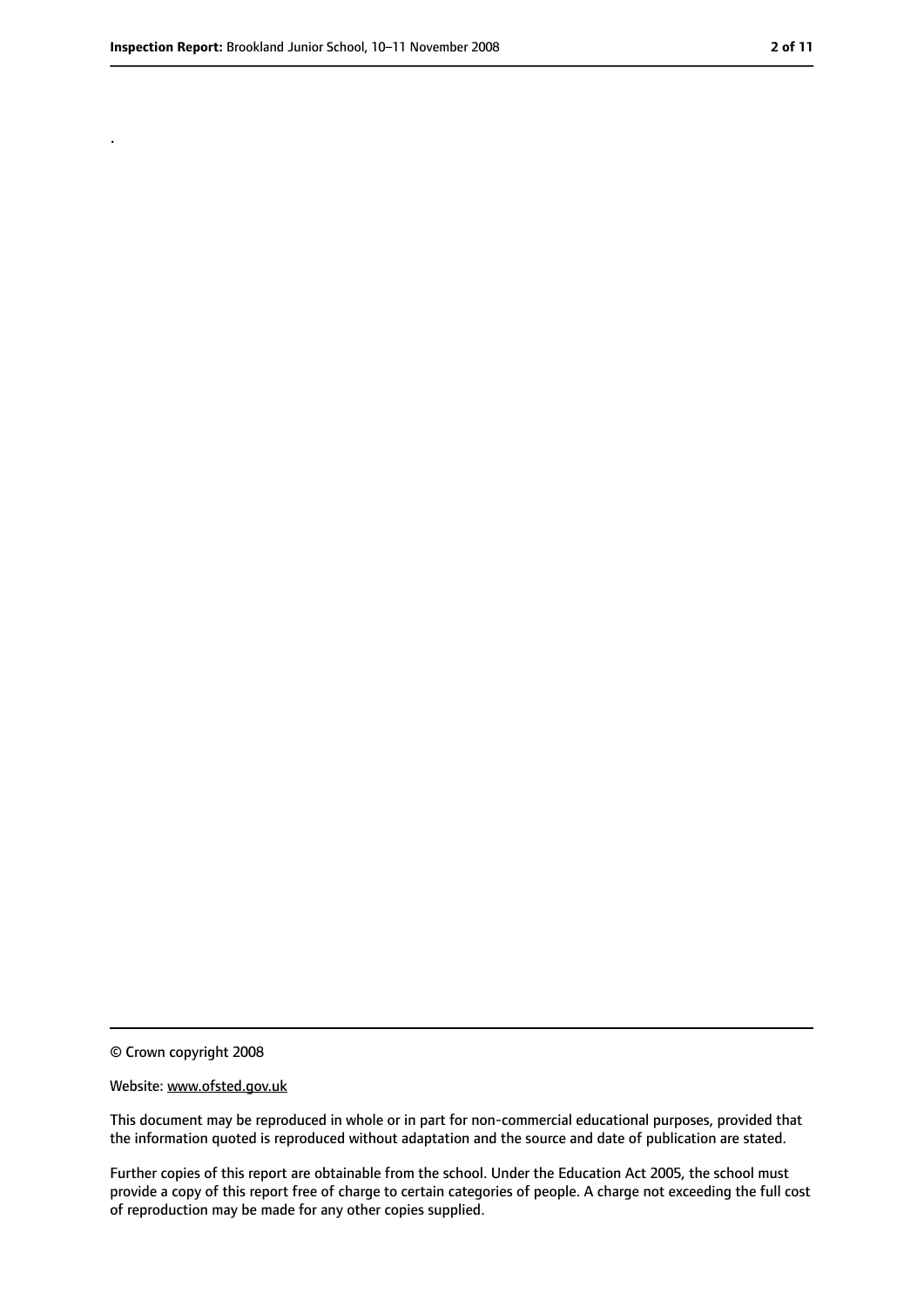.

© Crown copyright 2008

Website: www.ofsted.gov.uk

This document may be reproduced in whole or in part for non-commercial educational purposes, provided that the information quoted is reproduced without adaptation and the source and date of publication are stated.

Further copies of this report are obtainable from the school. Under the Education Act 2005, the school must provide a copy of this report free of charge to certain categories of people. A charge not exceeding the full cost of reproduction may be made for any other copies supplied.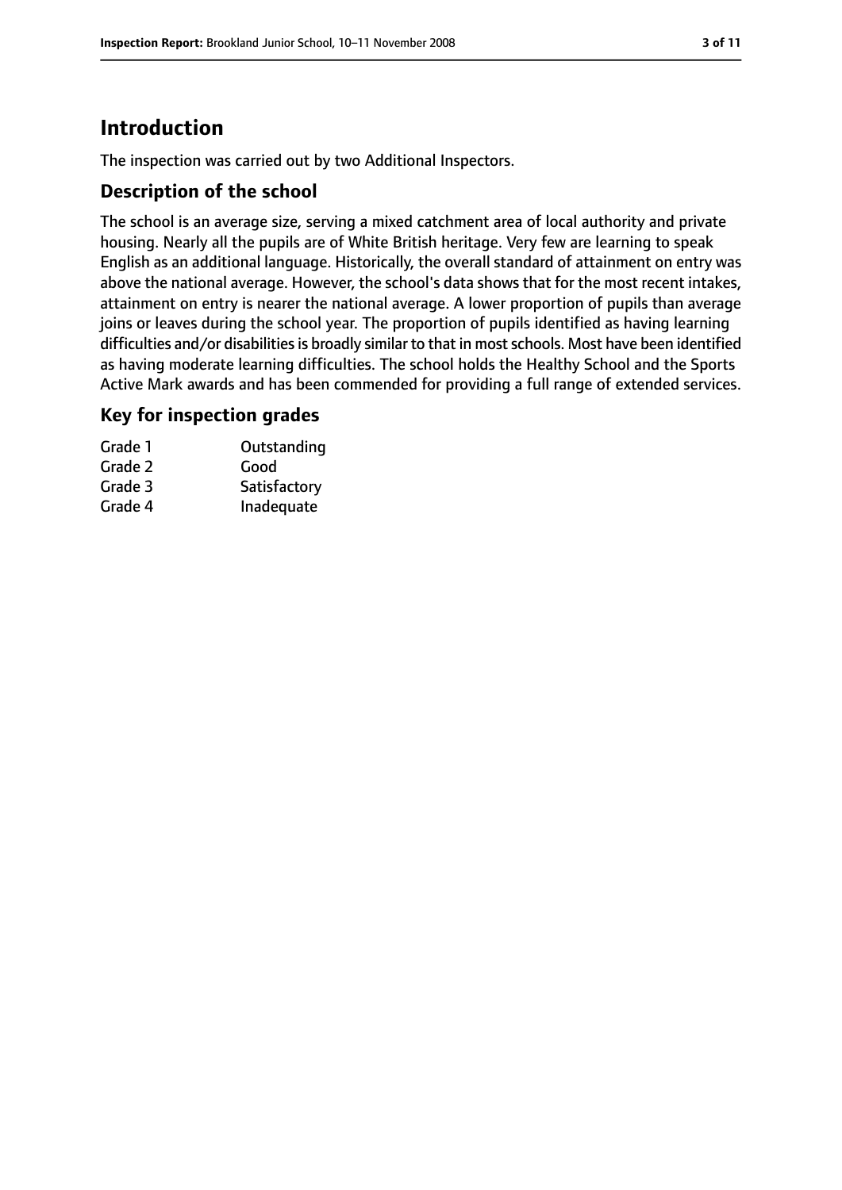# Introduction

The inspection was carried out by two Additional Inspectors.

## Description of the school

The school is an average size, serving a mixed catchment area of local authority and private housing. Nearly all the pupils are of White British heritage. Very few are learning to speak English as an additional language. Historically, the overall standard of attainment on entry was above the national average. However, the school's data shows that for the most recent intakes, attainment on entry is nearer the national average. A lower proportion of pupils than average joins or leaves during the school year. The proportion of pupils identified as having learning difficulties and/or disabilities is broadly similar to that in most schools. Most have been identified as having moderate learning difficulties. The school holds the Healthy School and the Sports Active Mark awards and has been commended for providing a full range of extended services.

## Key for inspection grades

| | |
|---|---|
| Grade 1 | Outstanding |
| Grade 2 | Good |
| Grade 3 | Satisfactory |
| Grade 4 | Inadequate |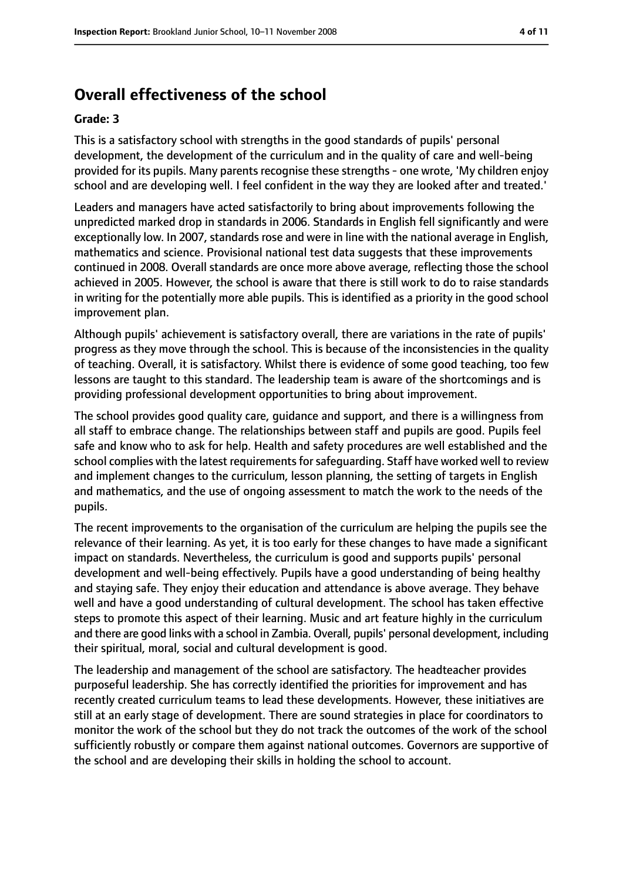## Overall effectiveness of the school

**Grade: 3**

This is a satisfactory school with strengths in the good standards of pupils' personal development, the development of the curriculum and in the quality of care and well-being provided for its pupils. Many parents recognise these strengths - one wrote, 'My children enjoy school and are developing well. I feel confident in the way they are looked after and treated.'

Leaders and managers have acted satisfactorily to bring about improvements following the unpredicted marked drop in standards in 2006. Standards in English fell significantly and were exceptionally low. In 2007, standards rose and were in line with the national average in English, mathematics and science. Provisional national test data suggests that these improvements continued in 2008. Overall standards are once more above average, reflecting those the school achieved in 2005. However, the school is aware that there is still work to do to raise standards in writing for the potentially more able pupils. This is identified as a priority in the good school improvement plan.

Although pupils' achievement is satisfactory overall, there are variations in the rate of pupils' progress as they move through the school. This is because of the inconsistencies in the quality of teaching. Overall, it is satisfactory. Whilst there is evidence of some good teaching, too few lessons are taught to this standard. The leadership team is aware of the shortcomings and is providing professional development opportunities to bring about improvement.

The school provides good quality care, guidance and support, and there is a willingness from all staff to embrace change. The relationships between staff and pupils are good. Pupils feel safe and know who to ask for help. Health and safety procedures are well established and the school complies with the latest requirements for safeguarding. Staff have worked well to review and implement changes to the curriculum, lesson planning, the setting of targets in English and mathematics, and the use of ongoing assessment to match the work to the needs of the pupils.

The recent improvements to the organisation of the curriculum are helping the pupils see the relevance of their learning. As yet, it is too early for these changes to have made a significant impact on standards. Nevertheless, the curriculum is good and supports pupils' personal development and well-being effectively. Pupils have a good understanding of being healthy and staying safe. They enjoy their education and attendance is above average. They behave well and have a good understanding of cultural development. The school has taken effective steps to promote this aspect of their learning. Music and art feature highly in the curriculum and there are good links with a school in Zambia. Overall, pupils' personal development, including their spiritual, moral, social and cultural development is good.

The leadership and management of the school are satisfactory. The headteacher provides purposeful leadership. She has correctly identified the priorities for improvement and has recently created curriculum teams to lead these developments. However, these initiatives are still at an early stage of development. There are sound strategies in place for coordinators to monitor the work of the school but they do not track the outcomes of the work of the school sufficiently robustly or compare them against national outcomes. Governors are supportive of the school and are developing their skills in holding the school to account.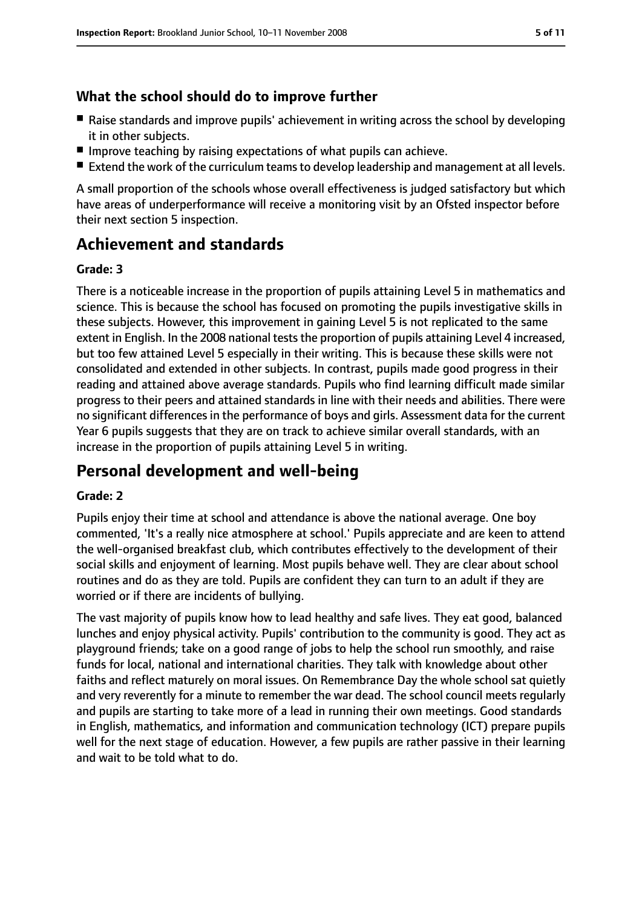### What the school should do to improve further

- Raise standards and improve pupils' achievement in writing across the school by developing it in other subjects.
- Improve teaching by raising expectations of what pupils can achieve.
- Extend the work of the curriculum teams to develop leadership and management at all levels.

A small proportion of the schools whose overall effectiveness is judged satisfactory but which have areas of underperformance will receive a monitoring visit by an Ofsted inspector before their next section 5 inspection.

## Achievement and standards

#### Grade: 3

There is a noticeable increase in the proportion of pupils attaining Level 5 in mathematics and science. This is because the school has focused on promoting the pupils investigative skills in these subjects. However, this improvement in gaining Level 5 is not replicated to the same extent in English. In the 2008 national tests the proportion of pupils attaining Level 4 increased, but too few attained Level 5 especially in their writing. This is because these skills were not consolidated and extended in other subjects. In contrast, pupils made good progress in their reading and attained above average standards. Pupils who find learning difficult made similar progress to their peers and attained standards in line with their needs and abilities. There were no significant differences in the performance of boys and girls. Assessment data for the current Year 6 pupils suggests that they are on track to achieve similar overall standards, with an increase in the proportion of pupils attaining Level 5 in writing.

## Personal development and well-being

#### Grade: 2

Pupils enjoy their time at school and attendance is above the national average. One boy commented, 'It's a really nice atmosphere at school.' Pupils appreciate and are keen to attend the well-organised breakfast club, which contributes effectively to the development of their social skills and enjoyment of learning. Most pupils behave well. They are clear about school routines and do as they are told. Pupils are confident they can turn to an adult if they are worried or if there are incidents of bullying.

The vast majority of pupils know how to lead healthy and safe lives. They eat good, balanced lunches and enjoy physical activity. Pupils' contribution to the community is good. They act as playground friends; take on a good range of jobs to help the school run smoothly, and raise funds for local, national and international charities. They talk with knowledge about other faiths and reflect maturely on moral issues. On Remembrance Day the whole school sat quietly and very reverently for a minute to remember the war dead. The school council meets regularly and pupils are starting to take more of a lead in running their own meetings. Good standards in English, mathematics, and information and communication technology (ICT) prepare pupils well for the next stage of education. However, a few pupils are rather passive in their learning and wait to be told what to do.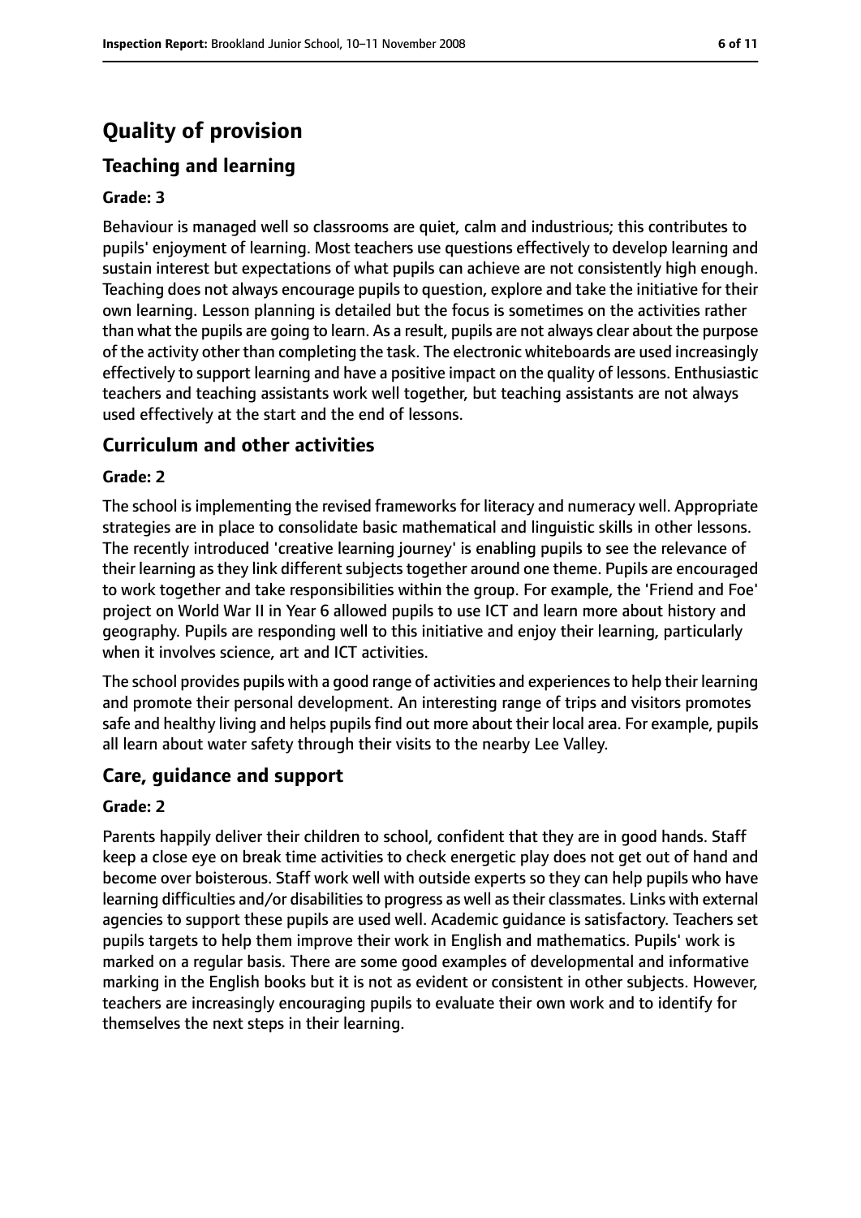# Quality of provision

## Teaching and learning

### Grade: 3

Behaviour is managed well so classrooms are quiet, calm and industrious; this contributes to pupils' enjoyment of learning. Most teachers use questions effectively to develop learning and sustain interest but expectations of what pupils can achieve are not consistently high enough. Teaching does not always encourage pupils to question, explore and take the initiative for their own learning. Lesson planning is detailed but the focus is sometimes on the activities rather than what the pupils are going to learn. As a result, pupils are not always clear about the purpose of the activity other than completing the task. The electronic whiteboards are used increasingly effectively to support learning and have a positive impact on the quality of lessons. Enthusiastic teachers and teaching assistants work well together, but teaching assistants are not always used effectively at the start and the end of lessons.

## Curriculum and other activities

### Grade: 2

The school is implementing the revised frameworks for literacy and numeracy well. Appropriate strategies are in place to consolidate basic mathematical and linguistic skills in other lessons. The recently introduced 'creative learning journey' is enabling pupils to see the relevance of their learning as they link different subjects together around one theme. Pupils are encouraged to work together and take responsibilities within the group. For example, the 'Friend and Foe' project on World War II in Year 6 allowed pupils to use ICT and learn more about history and geography. Pupils are responding well to this initiative and enjoy their learning, particularly when it involves science, art and ICT activities.

The school provides pupils with a good range of activities and experiences to help their learning and promote their personal development. An interesting range of trips and visitors promotes safe and healthy living and helps pupils find out more about their local area. For example, pupils all learn about water safety through their visits to the nearby Lee Valley.

## Care, guidance and support

### Grade: 2

Parents happily deliver their children to school, confident that they are in good hands. Staff keep a close eye on break time activities to check energetic play does not get out of hand and become over boisterous. Staff work well with outside experts so they can help pupils who have learning difficulties and/or disabilities to progress as well as their classmates. Links with external agencies to support these pupils are used well. Academic guidance is satisfactory. Teachers set pupils targets to help them improve their work in English and mathematics. Pupils' work is marked on a regular basis. There are some good examples of developmental and informative marking in the English books but it is not as evident or consistent in other subjects. However, teachers are increasingly encouraging pupils to evaluate their own work and to identify for themselves the next steps in their learning.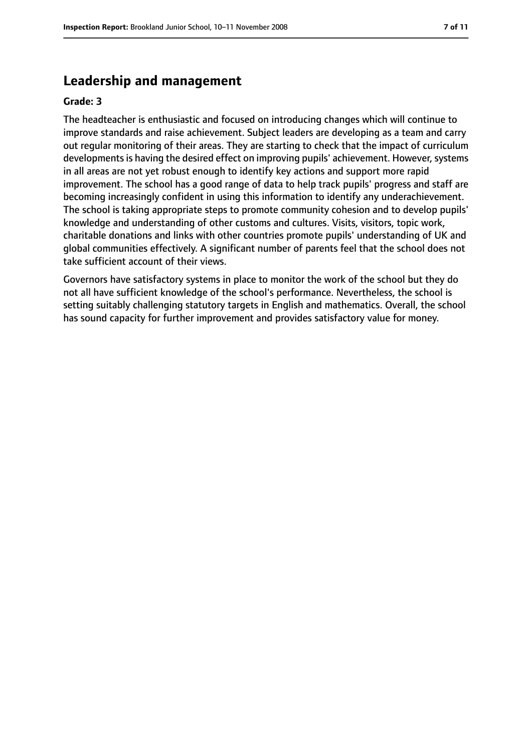## Leadership and management

**Grade: 3**

The headteacher is enthusiastic and focused on introducing changes which will continue to improve standards and raise achievement. Subject leaders are developing as a team and carry out regular monitoring of their areas. They are starting to check that the impact of curriculum developments is having the desired effect on improving pupils' achievement. However, systems in all areas are not yet robust enough to identify key actions and support more rapid improvement. The school has a good range of data to help track pupils' progress and staff are becoming increasingly confident in using this information to identify any underachievement. The school is taking appropriate steps to promote community cohesion and to develop pupils' knowledge and understanding of other customs and cultures. Visits, visitors, topic work, charitable donations and links with other countries promote pupils' understanding of UK and global communities effectively. A significant number of parents feel that the school does not take sufficient account of their views.

Governors have satisfactory systems in place to monitor the work of the school but they do not all have sufficient knowledge of the school's performance. Nevertheless, the school is setting suitably challenging statutory targets in English and mathematics. Overall, the school has sound capacity for further improvement and provides satisfactory value for money.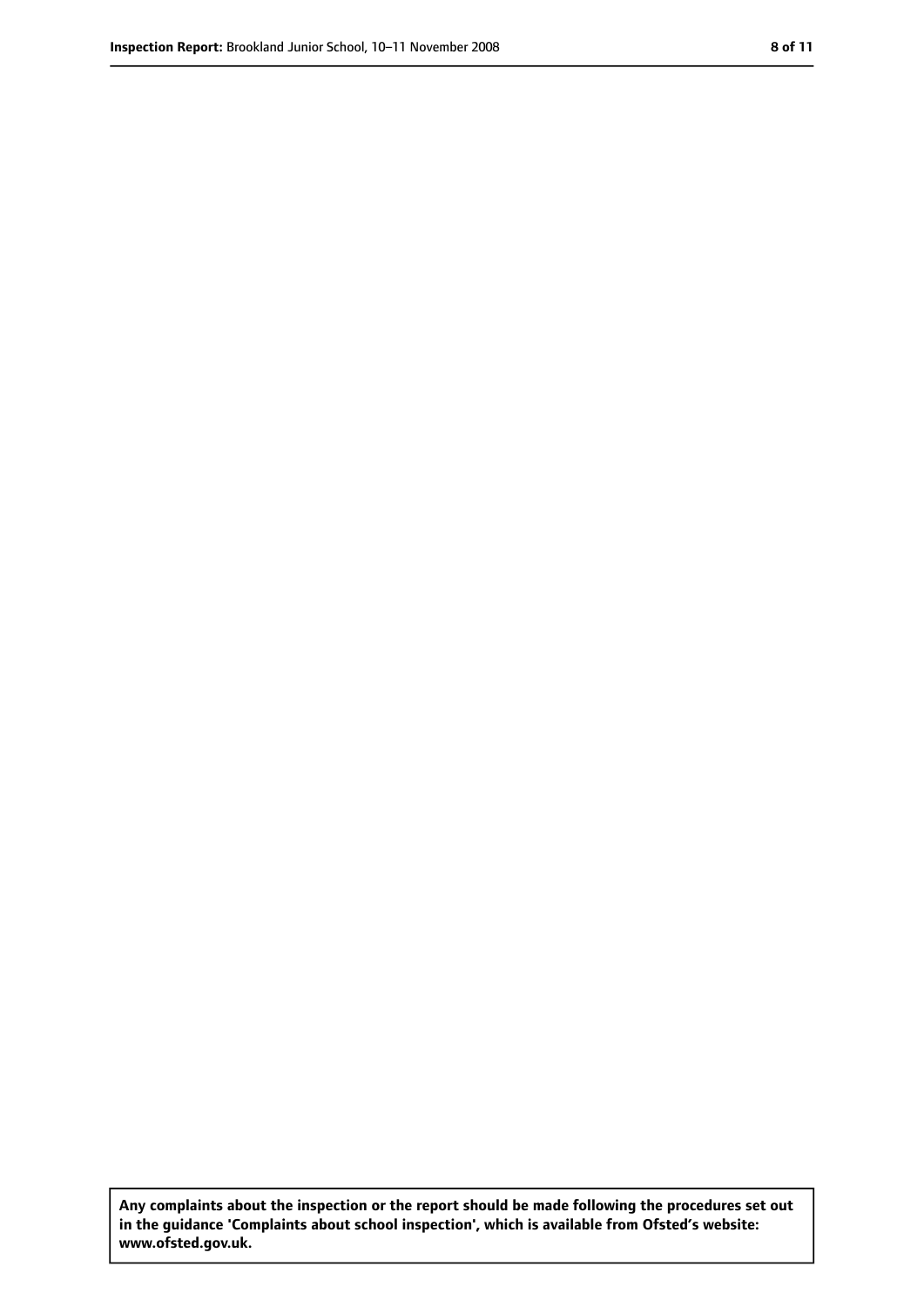**Any complaints about the inspection or the report should be made following the procedures set out in the guidance 'Complaints about school inspection', which is available from Ofsted's website: www.ofsted.gov.uk.**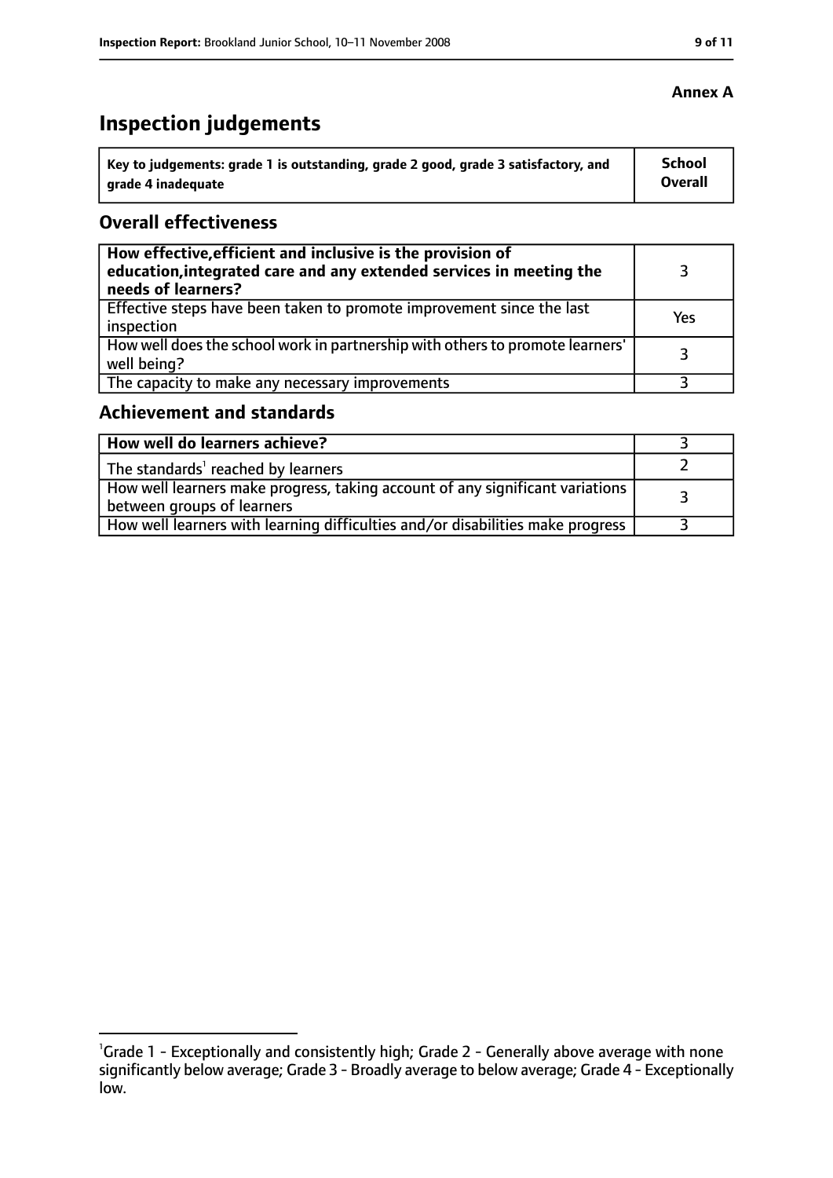**Annex A**

# Inspection judgements

| Key to judgements: grade 1 is outstanding, grade 2 good, grade 3 satisfactory, and grade 4 inadequate | School Overall |
|---|---|

## Overall effectiveness

| | |
|---|---|
| **How effective, efficient and inclusive is the provision of education, integrated care and any extended services in meeting the needs of learners?** | 3 |
| Effective steps have been taken to promote improvement since the last inspection | Yes |
| How well does the school work in partnership with others to promote learners' well being? | 3 |
| The capacity to make any necessary improvements | 3 |

## Achievement and standards

| | |
|---|---|
| **How well do learners achieve?** | 3 |
| The standards[1] reached by learners | 2 |
| How well learners make progress, taking account of any significant variations between groups of learners | 3 |
| How well learners with learning difficulties and/or disabilities make progress | 3 |

[1]Grade 1 - Exceptionally and consistently high; Grade 2 - Generally above average with none significantly below average; Grade 3 - Broadly average to below average; Grade 4 - Exceptionally low.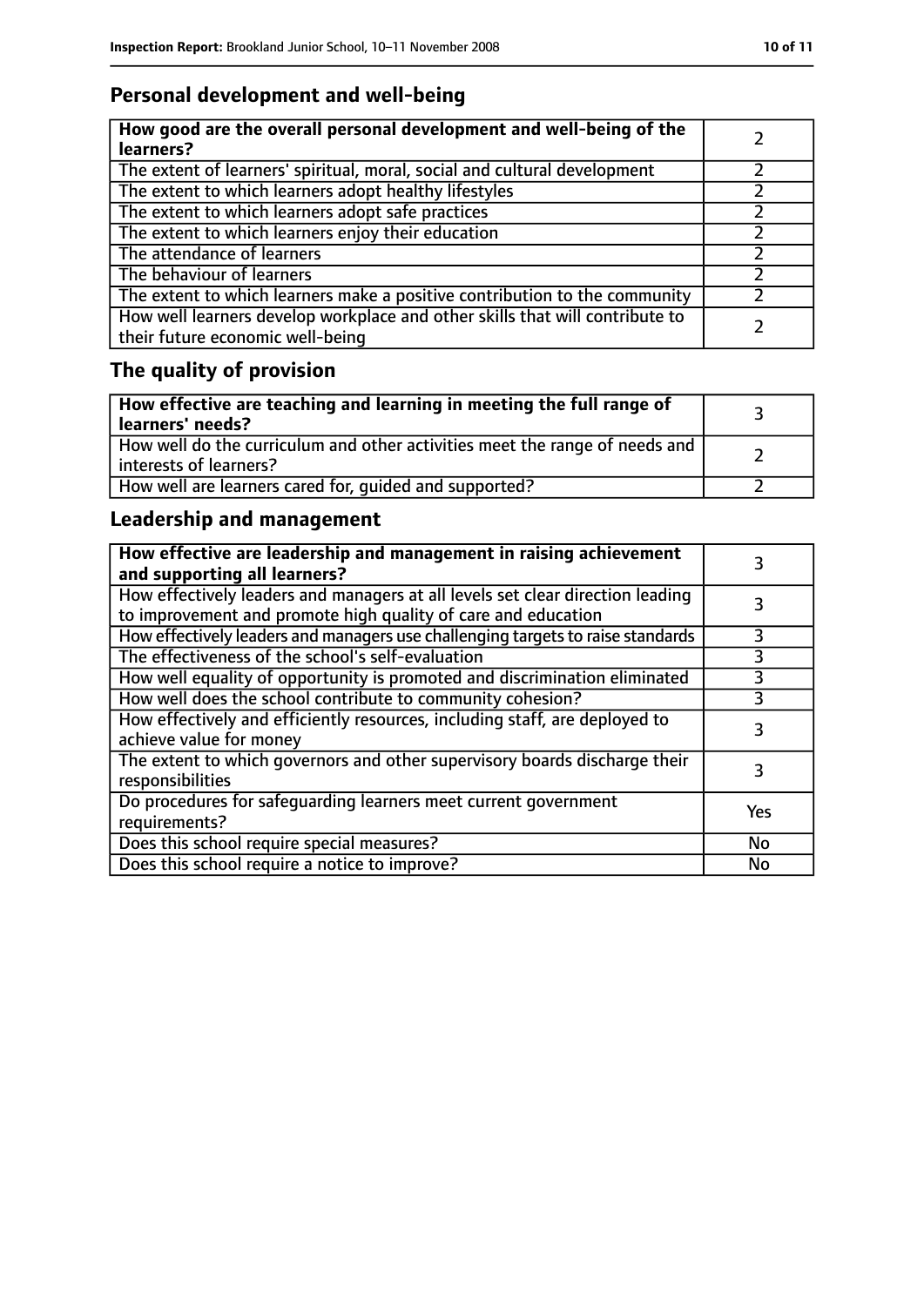## Personal development and well-being

| **How good are the overall personal development and well-being of the learners?** | 2 |
|---|---|
| The extent of learners' spiritual, moral, social and cultural development | 2 |
| The extent to which learners adopt healthy lifestyles | 2 |
| The extent to which learners adopt safe practices | 2 |
| The extent to which learners enjoy their education | 2 |
| The attendance of learners | 2 |
| The behaviour of learners | 2 |
| The extent to which learners make a positive contribution to the community | 2 |
| How well learners develop workplace and other skills that will contribute to their future economic well-being | 2 |

## The quality of provision

| **How effective are teaching and learning in meeting the full range of learners' needs?** | 3 |
|---|---|
| How well do the curriculum and other activities meet the range of needs and interests of learners? | 2 |
| How well are learners cared for, guided and supported? | 2 |

## Leadership and management

| **How effective are leadership and management in raising achievement and supporting all learners?** | 3 |
|---|---|
| How effectively leaders and managers at all levels set clear direction leading to improvement and promote high quality of care and education | 3 |
| How effectively leaders and managers use challenging targets to raise standards | 3 |
| The effectiveness of the school's self-evaluation | 3 |
| How well equality of opportunity is promoted and discrimination eliminated | 3 |
| How well does the school contribute to community cohesion? | 3 |
| How effectively and efficiently resources, including staff, are deployed to achieve value for money | 3 |
| The extent to which governors and other supervisory boards discharge their responsibilities | 3 |
| Do procedures for safeguarding learners meet current government requirements? | Yes |
| Does this school require special measures? | No |
| Does this school require a notice to improve? | No |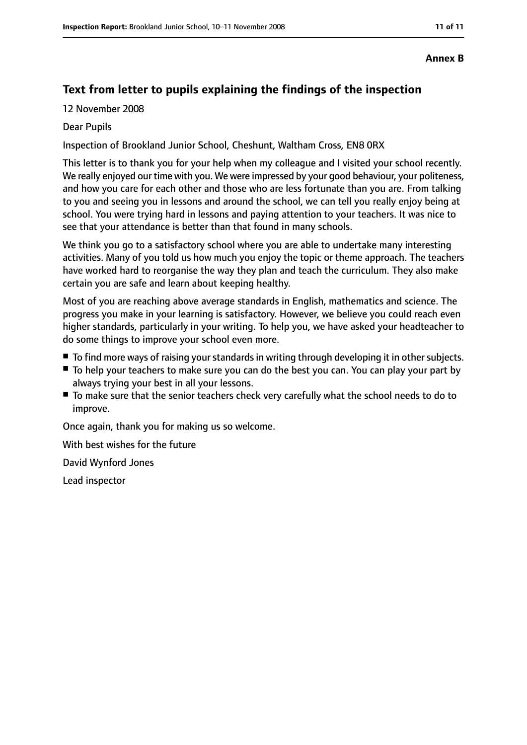**Annex B**

## Text from letter to pupils explaining the findings of the inspection

12 November 2008

Dear Pupils

Inspection of Brookland Junior School, Cheshunt, Waltham Cross, EN8 0RX

This letter is to thank you for your help when my colleague and I visited your school recently. We really enjoyed our time with you. We were impressed by your good behaviour, your politeness, and how you care for each other and those who are less fortunate than you are. From talking to you and seeing you in lessons and around the school, we can tell you really enjoy being at school. You were trying hard in lessons and paying attention to your teachers. It was nice to see that your attendance is better than that found in many schools.

We think you go to a satisfactory school where you are able to undertake many interesting activities. Many of you told us how much you enjoy the topic or theme approach. The teachers have worked hard to reorganise the way they plan and teach the curriculum. They also make certain you are safe and learn about keeping healthy.

Most of you are reaching above average standards in English, mathematics and science. The progress you make in your learning is satisfactory. However, we believe you could reach even higher standards, particularly in your writing. To help you, we have asked your headteacher to do some things to improve your school even more.

- To find more ways of raising your standards in writing through developing it in other subjects.
- To help your teachers to make sure you can do the best you can. You can play your part by always trying your best in all your lessons.
- To make sure that the senior teachers check very carefully what the school needs to do to improve.

Once again, thank you for making us so welcome.

With best wishes for the future

David Wynford Jones

Lead inspector